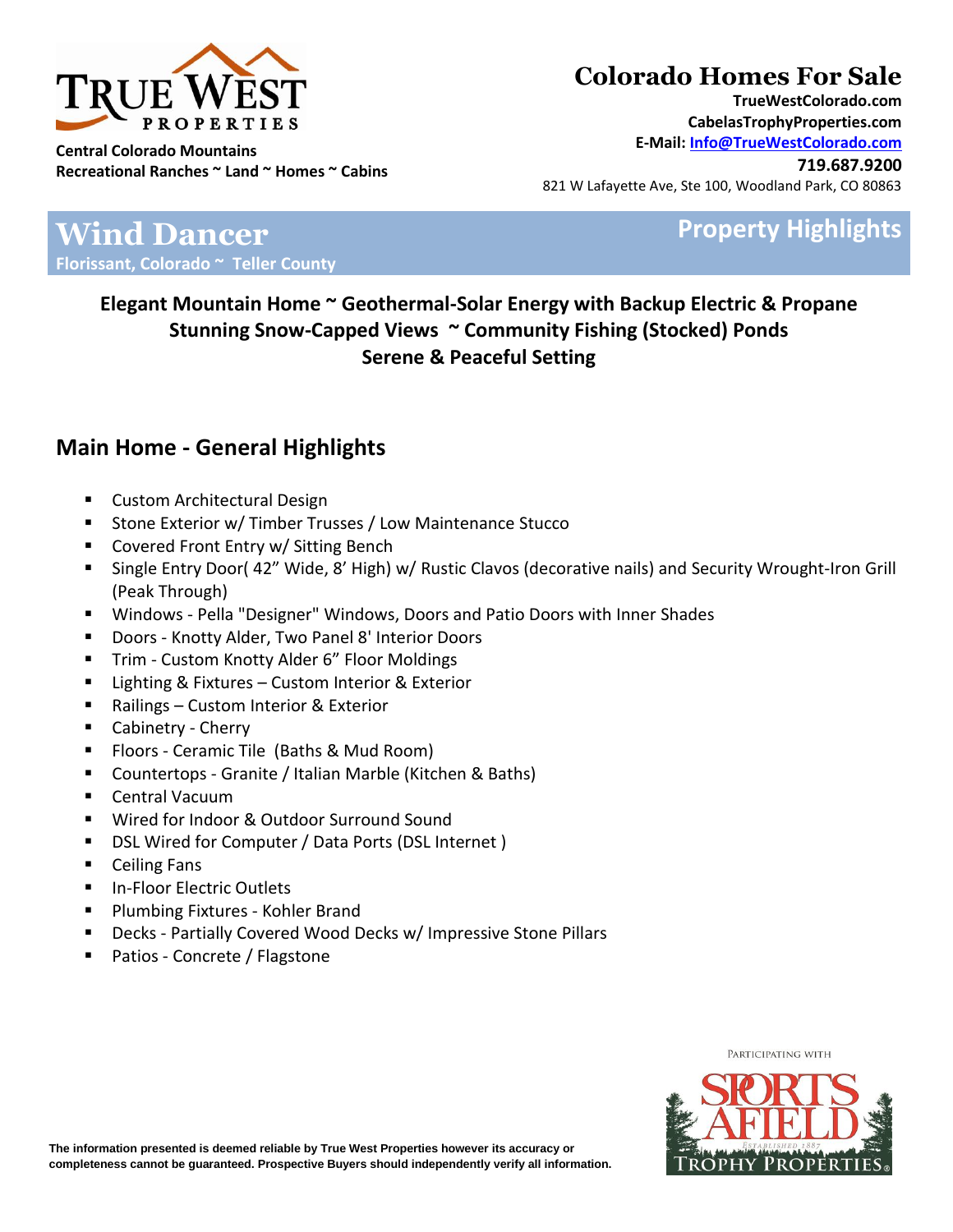**Central Colorado Mountains**
**Recreational Ranches ~ Land ~ Homes ~ Cabins**

## Colorado Homes For Sale

**TrueWestColorado.com**
**CabelasTrophyProperties.com**
**E-Mail: Info@TrueWestColorado.com**
**719.687.9200**
821 W Lafayette Ave, Ste 100, Woodland Park, CO 80863

# Wind Dancer

**Florissant, Colorado ~ Teller County**

## Property Highlights

**Elegant Mountain Home ~ Geothermal-Solar Energy with Backup Electric & Propane**
**Stunning Snow-Capped Views ~ Community Fishing (Stocked) Ponds**
**Serene & Peaceful Setting**

## Main Home - General Highlights

- Custom Architectural Design
- Stone Exterior w/ Timber Trusses / Low Maintenance Stucco
- Covered Front Entry w/ Sitting Bench
- Single Entry Door( 42" Wide, 8' High) w/ Rustic Clavos (decorative nails) and Security Wrought-Iron Grill (Peak Through)
- Windows - Pella "Designer" Windows, Doors and Patio Doors with Inner Shades
- Doors - Knotty Alder, Two Panel 8' Interior Doors
- Trim - Custom Knotty Alder 6" Floor Moldings
- Lighting & Fixtures – Custom Interior & Exterior
- Railings – Custom Interior & Exterior
- Cabinetry - Cherry
- Floors - Ceramic Tile (Baths & Mud Room)
- Countertops - Granite / Italian Marble (Kitchen & Baths)
- Central Vacuum
- Wired for Indoor & Outdoor Surround Sound
- DSL Wired for Computer / Data Ports (DSL Internet )
- Ceiling Fans
- In-Floor Electric Outlets
- Plumbing Fixtures - Kohler Brand
- Decks - Partially Covered Wood Decks w/ Impressive Stone Pillars
- Patios - Concrete / Flagstone

**The information presented is deemed reliable by True West Properties however its accuracy or completeness cannot be guaranteed. Prospective Buyers should independently verify all information.**

Participating with Sports Afield Trophy Properties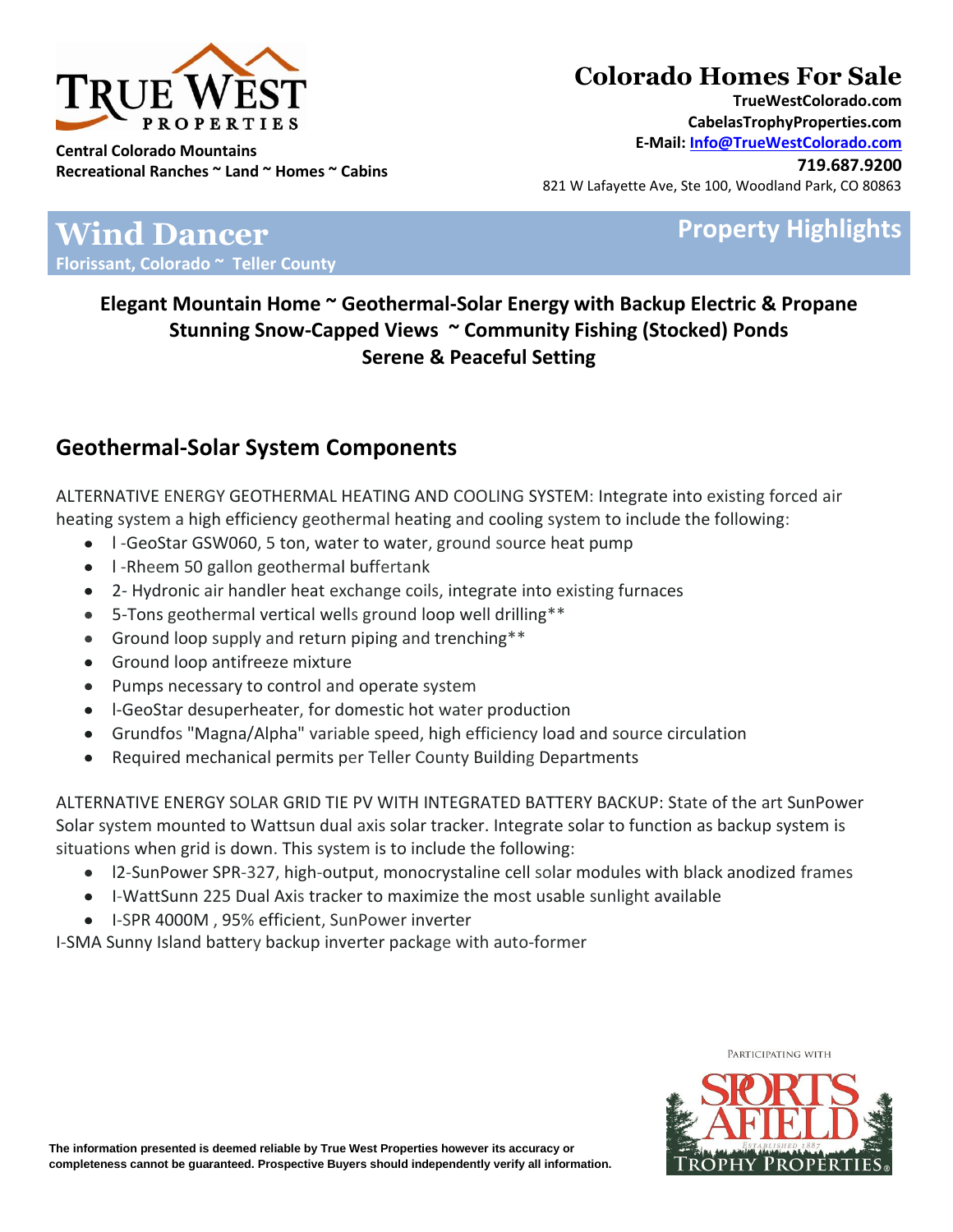# Colorado Homes For Sale

**Central Colorado Mountains**
**Recreational Ranches ~ Land ~ Homes ~ Cabins**

**TrueWestColorado.com**
**CabelasTrophyProperties.com**
**E-Mail: Info@TrueWestColorado.com**
**719.687.9200**
821 W Lafayette Ave, Ste 100, Woodland Park, CO 80863

# Wind Dancer

**Florissant, Colorado ~ Teller County**

## Property Highlights

**Elegant Mountain Home ~ Geothermal-Solar Energy with Backup Electric & Propane**
**Stunning Snow-Capped Views ~ Community Fishing (Stocked) Ponds**
**Serene & Peaceful Setting**

## Geothermal-Solar System Components

ALTERNATIVE ENERGY GEOTHERMAL HEATING AND COOLING SYSTEM: Integrate into existing forced air heating system a high efficiency geothermal heating and cooling system to include the following:

- l -GeoStar GSW060, 5 ton, water to water, ground source heat pump
- l -Rheem 50 gallon geothermal buffertank
- 2- Hydronic air handler heat exchange coils, integrate into existing furnaces
- 5-Tons geothermal vertical wells ground loop well drilling**
- Ground loop supply and return piping and trenching**
- Ground loop antifreeze mixture
- Pumps necessary to control and operate system
- l-GeoStar desuperheater, for domestic hot water production
- Grundfos "Magna/Alpha" variable speed, high efficiency load and source circulation
- Required mechanical permits per Teller County Building Departments

ALTERNATIVE ENERGY SOLAR GRID TIE PV WITH INTEGRATED BATTERY BACKUP: State of the art SunPower Solar system mounted to Wattsun dual axis solar tracker. Integrate solar to function as backup system is situations when grid is down. This system is to include the following:

- l2-SunPower SPR-327, high-output, monocrystaline cell solar modules with black anodized frames
- I-WattSunn 225 Dual Axis tracker to maximize the most usable sunlight available
- I-SPR 4000M , 95% efficient, SunPower inverter

I-SMA Sunny Island battery backup inverter package with auto-former

The information presented is deemed reliable by True West Properties however its accuracy or completeness cannot be guaranteed. Prospective Buyers should independently verify all information.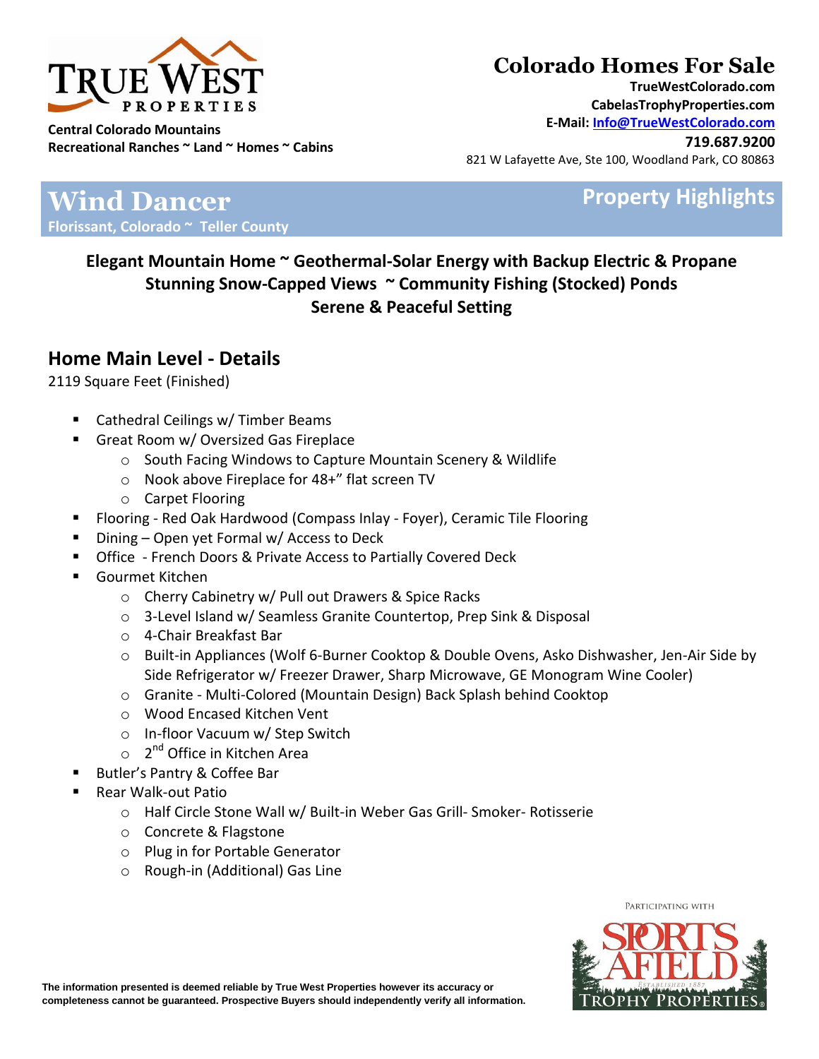Central Colorado Mountains
Recreational Ranches ~ Land ~ Homes ~ Cabins

# Colorado Homes For Sale

**TrueWestColorado.com**
**CabelasTrophyProperties.com**
**E-Mail: Info@TrueWestColorado.com**
**719.687.9200**
821 W Lafayette Ave, Ste 100, Woodland Park, CO 80863

# Wind Dancer

**Property Highlights**

Florissant, Colorado ~ Teller County

**Elegant Mountain Home ~ Geothermal-Solar Energy with Backup Electric & Propane**
**Stunning Snow-Capped Views ~ Community Fishing (Stocked) Ponds**
**Serene & Peaceful Setting**

## Home Main Level - Details

2119 Square Feet (Finished)

- Cathedral Ceilings w/ Timber Beams
- Great Room w/ Oversized Gas Fireplace
  - South Facing Windows to Capture Mountain Scenery & Wildlife
  - Nook above Fireplace for 48+" flat screen TV
  - Carpet Flooring
- Flooring - Red Oak Hardwood (Compass Inlay - Foyer), Ceramic Tile Flooring
- Dining – Open yet Formal w/ Access to Deck
- Office - French Doors & Private Access to Partially Covered Deck
- Gourmet Kitchen
  - Cherry Cabinetry w/ Pull out Drawers & Spice Racks
  - 3-Level Island w/ Seamless Granite Countertop, Prep Sink & Disposal
  - 4-Chair Breakfast Bar
  - Built-in Appliances (Wolf 6-Burner Cooktop & Double Ovens, Asko Dishwasher, Jen-Air Side by Side Refrigerator w/ Freezer Drawer, Sharp Microwave, GE Monogram Wine Cooler)
  - Granite - Multi-Colored (Mountain Design) Back Splash behind Cooktop
  - Wood Encased Kitchen Vent
  - In-floor Vacuum w/ Step Switch
  - 2nd Office in Kitchen Area
- Butler's Pantry & Coffee Bar
- Rear Walk-out Patio
  - Half Circle Stone Wall w/ Built-in Weber Gas Grill- Smoker- Rotisserie
  - Concrete & Flagstone
  - Plug in for Portable Generator
  - Rough-in (Additional) Gas Line

**The information presented is deemed reliable by True West Properties however its accuracy or completeness cannot be guaranteed. Prospective Buyers should independently verify all information.**

PARTICIPATING WITH SPORTS AFIELD TROPHY PROPERTIES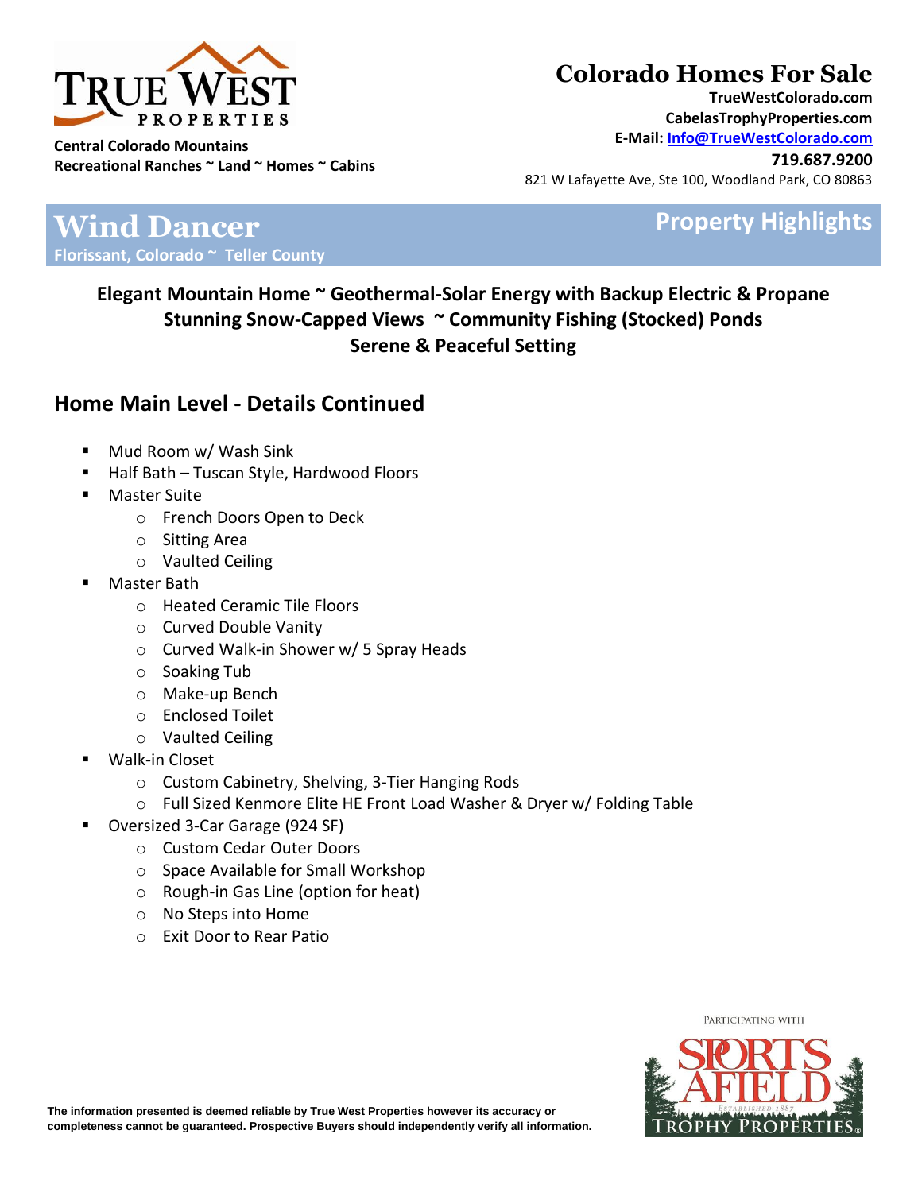**Central Colorado Mountains**
**Recreational Ranches ~ Land ~ Homes ~ Cabins**

# Colorado Homes For Sale

**TrueWestColorado.com**
**CabelasTrophyProperties.com**
**E-Mail: Info@TrueWestColorado.com**
**719.687.9200**
821 W Lafayette Ave, Ste 100, Woodland Park, CO 80863

# Wind Dancer

**Florissant, Colorado ~ Teller County**

## Property Highlights

**Elegant Mountain Home ~ Geothermal-Solar Energy with Backup Electric & Propane**
**Stunning Snow-Capped Views ~ Community Fishing (Stocked) Ponds**
**Serene & Peaceful Setting**

## Home Main Level - Details Continued

- Mud Room w/ Wash Sink
- Half Bath – Tuscan Style, Hardwood Floors
- Master Suite
  - French Doors Open to Deck
  - Sitting Area
  - Vaulted Ceiling
- Master Bath
  - Heated Ceramic Tile Floors
  - Curved Double Vanity
  - Curved Walk-in Shower w/ 5 Spray Heads
  - Soaking Tub
  - Make-up Bench
  - Enclosed Toilet
  - Vaulted Ceiling
- Walk-in Closet
  - Custom Cabinetry, Shelving, 3-Tier Hanging Rods
  - Full Sized Kenmore Elite HE Front Load Washer & Dryer w/ Folding Table
- Oversized 3-Car Garage (924 SF)
  - Custom Cedar Outer Doors
  - Space Available for Small Workshop
  - Rough-in Gas Line (option for heat)
  - No Steps into Home
  - Exit Door to Rear Patio

**The information presented is deemed reliable by True West Properties however its accuracy or completeness cannot be guaranteed. Prospective Buyers should independently verify all information.**

Participating with Sports Afield Trophy Properties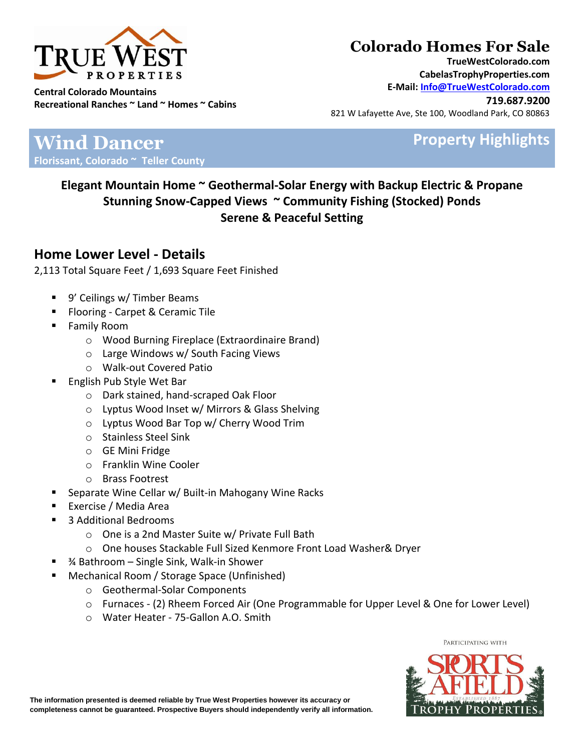Central Colorado Mountains
Recreational Ranches ~ Land ~ Homes ~ Cabins

## Colorado Homes For Sale

**TrueWestColorado.com**
**CabelasTrophyProperties.com**
**E-Mail: Info@TrueWestColorado.com**
**719.687.9200**
821 W Lafayette Ave, Ste 100, Woodland Park, CO 80863

# Wind Dancer

**Florissant, Colorado ~ Teller County**

## Property Highlights

**Elegant Mountain Home ~ Geothermal-Solar Energy with Backup Electric & Propane**
**Stunning Snow-Capped Views ~ Community Fishing (Stocked) Ponds**
**Serene & Peaceful Setting**

## Home Lower Level - Details

2,113 Total Square Feet / 1,693 Square Feet Finished

- 9' Ceilings w/ Timber Beams
- Flooring - Carpet & Ceramic Tile
- Family Room
  - Wood Burning Fireplace (Extraordinaire Brand)
  - Large Windows w/ South Facing Views
  - Walk-out Covered Patio
- English Pub Style Wet Bar
  - Dark stained, hand-scraped Oak Floor
  - Lyptus Wood Inset w/ Mirrors & Glass Shelving
  - Lyptus Wood Bar Top w/ Cherry Wood Trim
  - Stainless Steel Sink
  - GE Mini Fridge
  - Franklin Wine Cooler
  - Brass Footrest
- Separate Wine Cellar w/ Built-in Mahogany Wine Racks
- Exercise / Media Area
- 3 Additional Bedrooms
  - One is a 2nd Master Suite w/ Private Full Bath
  - One houses Stackable Full Sized Kenmore Front Load Washer& Dryer
- ¾ Bathroom – Single Sink, Walk-in Shower
- Mechanical Room / Storage Space (Unfinished)
  - Geothermal-Solar Components
  - Furnaces - (2) Rheem Forced Air (One Programmable for Upper Level & One for Lower Level)
  - Water Heater - 75-Gallon A.O. Smith

**The information presented is deemed reliable by True West Properties however its accuracy or completeness cannot be guaranteed. Prospective Buyers should independently verify all information.**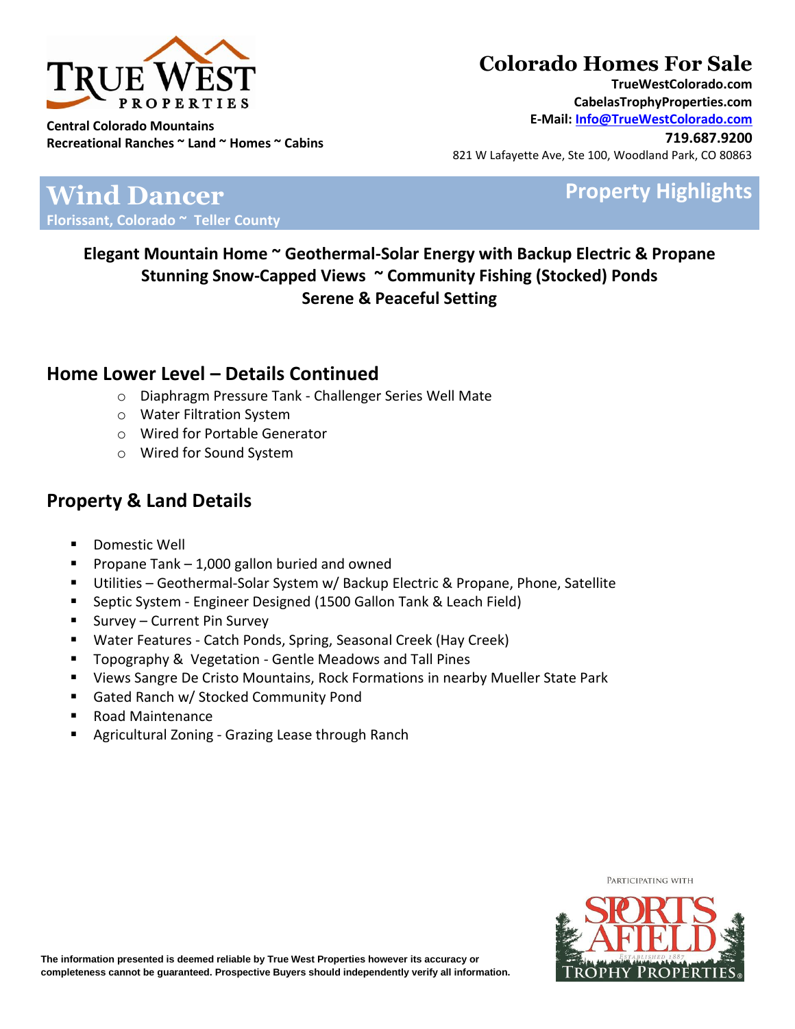**Central Colorado Mountains**
**Recreational Ranches ~ Land ~ Homes ~ Cabins**

## Colorado Homes For Sale

**TrueWestColorado.com**
**CabelasTrophyProperties.com**
**E-Mail: Info@TrueWestColorado.com**
**719.687.9200**
821 W Lafayette Ave, Ste 100, Woodland Park, CO 80863

# Wind Dancer

**Florissant, Colorado ~ Teller County**

**Property Highlights**

**Elegant Mountain Home ~ Geothermal-Solar Energy with Backup Electric & Propane**
**Stunning Snow-Capped Views ~ Community Fishing (Stocked) Ponds**
**Serene & Peaceful Setting**

## Home Lower Level – Details Continued

- Diaphragm Pressure Tank - Challenger Series Well Mate
- Water Filtration System
- Wired for Portable Generator
- Wired for Sound System

## Property & Land Details

- Domestic Well
- Propane Tank – 1,000 gallon buried and owned
- Utilities – Geothermal-Solar System w/ Backup Electric & Propane, Phone, Satellite
- Septic System - Engineer Designed (1500 Gallon Tank & Leach Field)
- Survey – Current Pin Survey
- Water Features - Catch Ponds, Spring, Seasonal Creek (Hay Creek)
- Topography & Vegetation - Gentle Meadows and Tall Pines
- Views Sangre De Cristo Mountains, Rock Formations in nearby Mueller State Park
- Gated Ranch w/ Stocked Community Pond
- Road Maintenance
- Agricultural Zoning - Grazing Lease through Ranch

**The information presented is deemed reliable by True West Properties however its accuracy or completeness cannot be guaranteed. Prospective Buyers should independently verify all information.**

PARTICIPATING WITH SPORTS AFIELD TROPHY PROPERTIES